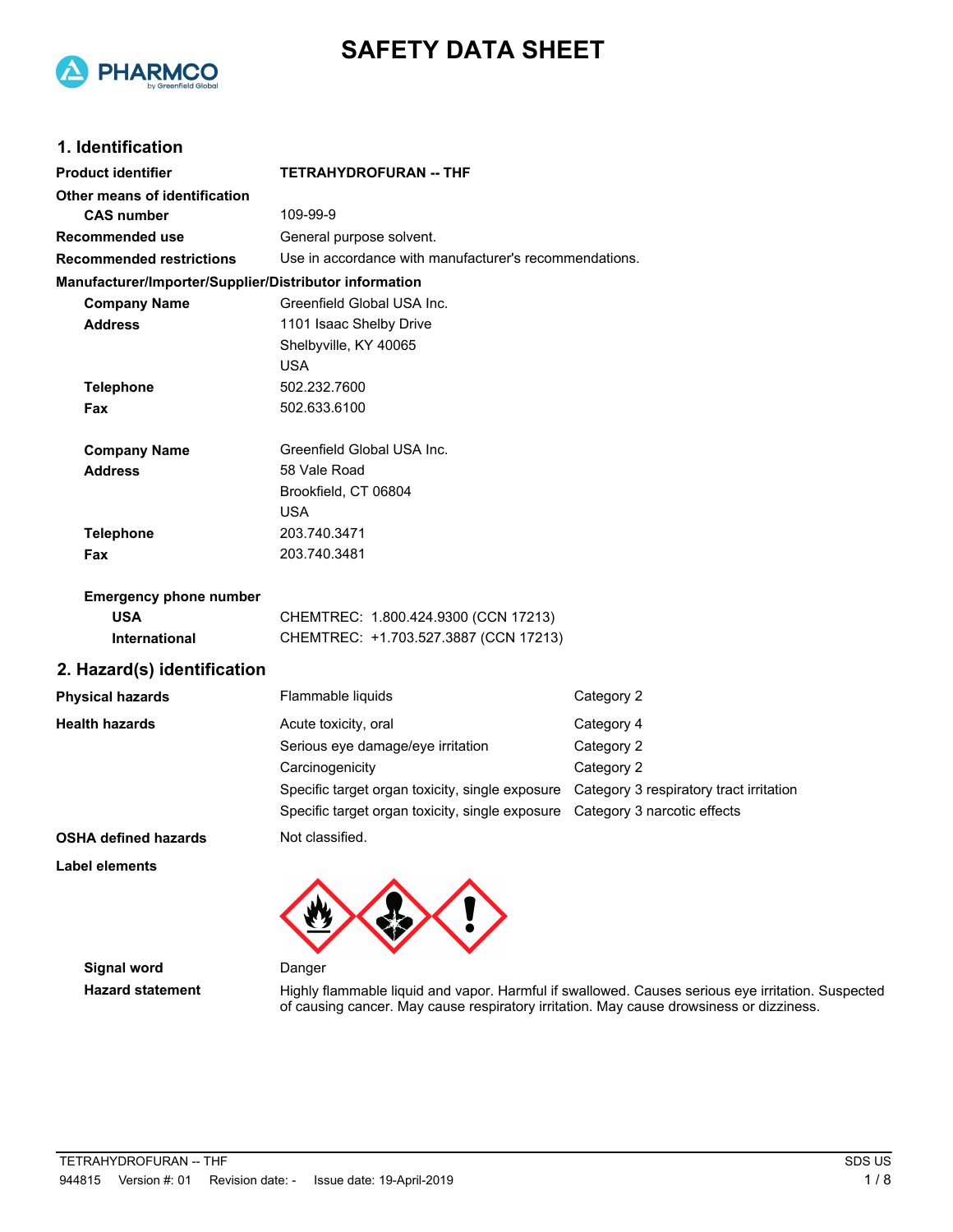# SAFETY DATA SHEET

## 1. Identification

| | |
|---|---|
| **Product identifier** | **TETRAHYDROFURAN -- THF** |
| **Other means of identification** | |
| **CAS number** | 109-99-9 |
| **Recommended use** | General purpose solvent. |
| **Recommended restrictions** | Use in accordance with manufacturer's recommendations. |

**Manufacturer/Importer/Supplier/Distributor information**

| | |
|---|---|
| **Company Name** | Greenfield Global USA Inc. |
| **Address** | 1101 Isaac Shelby Drive<br>Shelbyville, KY 40065<br>USA |
| **Telephone** | 502.232.7600 |
| **Fax** | 502.633.6100 |
| **Company Name** | Greenfield Global USA Inc. |
| **Address** | 58 Vale Road<br>Brookfield, CT 06804<br>USA |
| **Telephone** | 203.740.3471 |
| **Fax** | 203.740.3481 |

**Emergency phone number**

| | |
|---|---|
| **USA** | CHEMTREC: 1.800.424.9300 (CCN 17213) |
| **International** | CHEMTREC: +1.703.527.3887 (CCN 17213) |

## 2. Hazard(s) identification

| | | |
|---|---|---|
| **Physical hazards** | Flammable liquids | Category 2 |
| **Health hazards** | Acute toxicity, oral | Category 4 |
| | Serious eye damage/eye irritation | Category 2 |
| | Carcinogenicity | Category 2 |
| | Specific target organ toxicity, single exposure | Category 3 respiratory tract irritation |
| | Specific target organ toxicity, single exposure | Category 3 narcotic effects |
| **OSHA defined hazards** | Not classified. | |

**Label elements**

| | |
|---|---|
| **Signal word** | Danger |
| **Hazard statement** | Highly flammable liquid and vapor. Harmful if swallowed. Causes serious eye irritation. Suspected of causing cancer. May cause respiratory irritation. May cause drowsiness or dizziness. |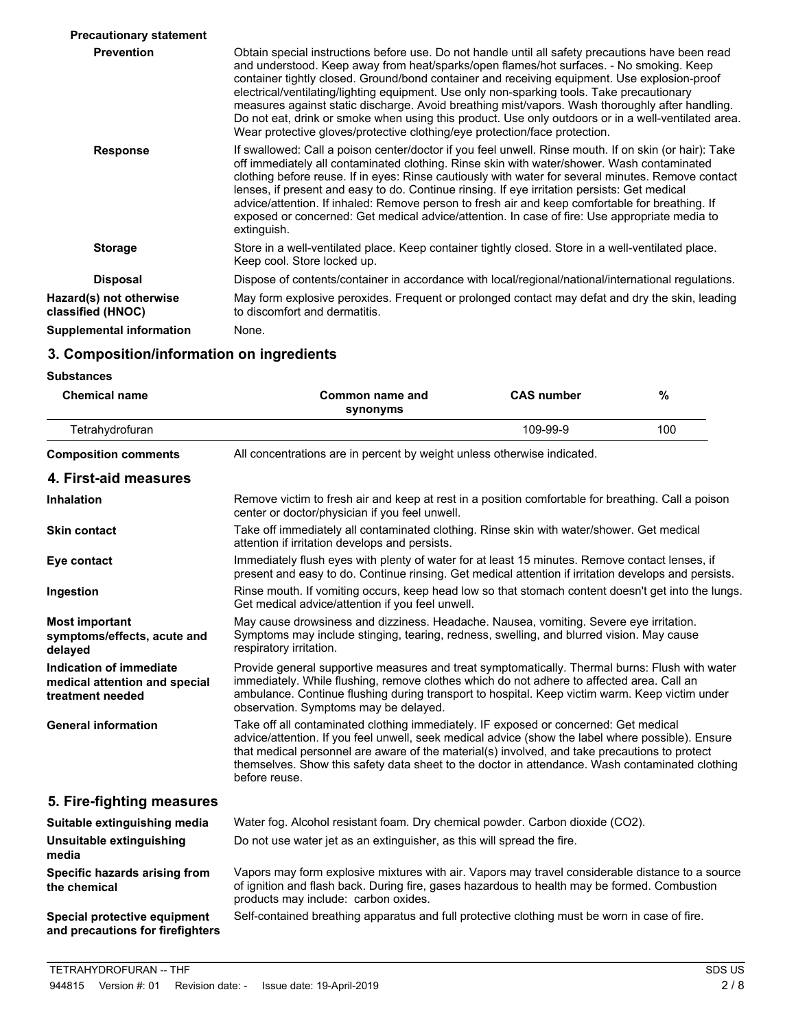**Precautionary statement**

**Prevention** Obtain special instructions before use. Do not handle until all safety precautions have been read and understood. Keep away from heat/sparks/open flames/hot surfaces. - No smoking. Keep container tightly closed. Ground/bond container and receiving equipment. Use explosion-proof electrical/ventilating/lighting equipment. Use only non-sparking tools. Take precautionary measures against static discharge. Avoid breathing mist/vapors. Wash thoroughly after handling. Do not eat, drink or smoke when using this product. Use only outdoors or in a well-ventilated area. Wear protective gloves/protective clothing/eye protection/face protection.

**Response** If swallowed: Call a poison center/doctor if you feel unwell. Rinse mouth. If on skin (or hair): Take off immediately all contaminated clothing. Rinse skin with water/shower. Wash contaminated clothing before reuse. If in eyes: Rinse cautiously with water for several minutes. Remove contact lenses, if present and easy to do. Continue rinsing. If eye irritation persists: Get medical advice/attention. If inhaled: Remove person to fresh air and keep comfortable for breathing. If exposed or concerned: Get medical advice/attention. In case of fire: Use appropriate media to extinguish.

**Storage** Store in a well-ventilated place. Keep container tightly closed. Store in a well-ventilated place. Keep cool. Store locked up.

**Disposal** Dispose of contents/container in accordance with local/regional/national/international regulations.

**Hazard(s) not otherwise classified (HNOC)** May form explosive peroxides. Frequent or prolonged contact may defat and dry the skin, leading to discomfort and dermatitis.

**Supplemental information** None.

## 3. Composition/information on ingredients

**Substances**

| Chemical name | Common name and synonyms | CAS number | % |
|---|---|---|---|
| Tetrahydrofuran | | 109-99-9 | 100 |

**Composition comments** All concentrations are in percent by weight unless otherwise indicated.

## 4. First-aid measures

**Inhalation** Remove victim to fresh air and keep at rest in a position comfortable for breathing. Call a poison center or doctor/physician if you feel unwell.

**Skin contact** Take off immediately all contaminated clothing. Rinse skin with water/shower. Get medical attention if irritation develops and persists.

**Eye contact** Immediately flush eyes with plenty of water for at least 15 minutes. Remove contact lenses, if present and easy to do. Continue rinsing. Get medical attention if irritation develops and persists.

**Ingestion** Rinse mouth. If vomiting occurs, keep head low so that stomach content doesn't get into the lungs. Get medical advice/attention if you feel unwell.

**Most important symptoms/effects, acute and delayed** May cause drowsiness and dizziness. Headache. Nausea, vomiting. Severe eye irritation. Symptoms may include stinging, tearing, redness, swelling, and blurred vision. May cause respiratory irritation.

**Indication of immediate medical attention and special treatment needed** Provide general supportive measures and treat symptomatically. Thermal burns: Flush with water immediately. While flushing, remove clothes which do not adhere to affected area. Call an ambulance. Continue flushing during transport to hospital. Keep victim warm. Keep victim under observation. Symptoms may be delayed.

**General information** Take off all contaminated clothing immediately. IF exposed or concerned: Get medical advice/attention. If you feel unwell, seek medical advice (show the label where possible). Ensure that medical personnel are aware of the material(s) involved, and take precautions to protect themselves. Show this safety data sheet to the doctor in attendance. Wash contaminated clothing before reuse.

## 5. Fire-fighting measures

**Suitable extinguishing media** Water fog. Alcohol resistant foam. Dry chemical powder. Carbon dioxide ($CO_2$).

**Unsuitable extinguishing media** Do not use water jet as an extinguisher, as this will spread the fire.

**Specific hazards arising from the chemical** Vapors may form explosive mixtures with air. Vapors may travel considerable distance to a source of ignition and flash back. During fire, gases hazardous to health may be formed. Combustion products may include: carbon oxides.

**Special protective equipment and precautions for firefighters** Self-contained breathing apparatus and full protective clothing must be worn in case of fire.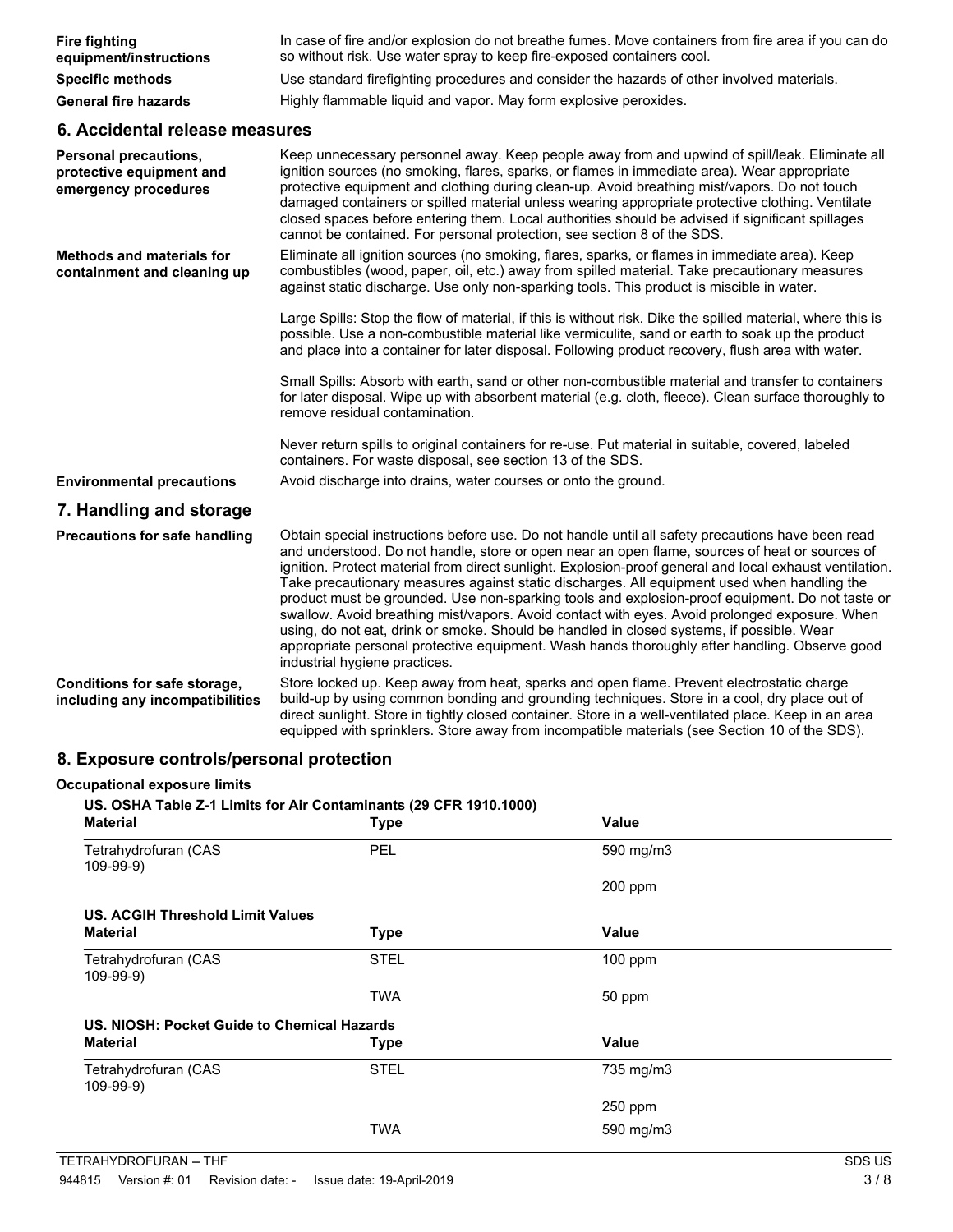**Fire fighting equipment/instructions** In case of fire and/or explosion do not breathe fumes. Move containers from fire area if you can do so without risk. Use water spray to keep fire-exposed containers cool.

**Specific methods** Use standard firefighting procedures and consider the hazards of other involved materials.

**General fire hazards** Highly flammable liquid and vapor. May form explosive peroxides.

## 6. Accidental release measures

**Personal precautions, protective equipment and emergency procedures** Keep unnecessary personnel away. Keep people away from and upwind of spill/leak. Eliminate all ignition sources (no smoking, flares, sparks, or flames in immediate area). Wear appropriate protective equipment and clothing during clean-up. Avoid breathing mist/vapors. Do not touch damaged containers or spilled material unless wearing appropriate protective clothing. Ventilate closed spaces before entering them. Local authorities should be advised if significant spillages cannot be contained. For personal protection, see section 8 of the SDS.

**Methods and materials for containment and cleaning up** Eliminate all ignition sources (no smoking, flares, sparks, or flames in immediate area). Keep combustibles (wood, paper, oil, etc.) away from spilled material. Take precautionary measures against static discharge. Use only non-sparking tools. This product is miscible in water.

Large Spills: Stop the flow of material, if this is without risk. Dike the spilled material, where this is possible. Use a non-combustible material like vermiculite, sand or earth to soak up the product and place into a container for later disposal. Following product recovery, flush area with water.

Small Spills: Absorb with earth, sand or other non-combustible material and transfer to containers for later disposal. Wipe up with absorbent material (e.g. cloth, fleece). Clean surface thoroughly to remove residual contamination.

Never return spills to original containers for re-use. Put material in suitable, covered, labeled containers. For waste disposal, see section 13 of the SDS.

**Environmental precautions** Avoid discharge into drains, water courses or onto the ground.

## 7. Handling and storage

**Precautions for safe handling** Obtain special instructions before use. Do not handle until all safety precautions have been read and understood. Do not handle, store or open near an open flame, sources of heat or sources of ignition. Protect material from direct sunlight. Explosion-proof general and local exhaust ventilation. Take precautionary measures against static discharges. All equipment used when handling the product must be grounded. Use non-sparking tools and explosion-proof equipment. Do not taste or swallow. Avoid breathing mist/vapors. Avoid contact with eyes. Avoid prolonged exposure. When using, do not eat, drink or smoke. Should be handled in closed systems, if possible. Wear appropriate personal protective equipment. Wash hands thoroughly after handling. Observe good industrial hygiene practices.

**Conditions for safe storage, including any incompatibilities** Store locked up. Keep away from heat, sparks and open flame. Prevent electrostatic charge build-up by using common bonding and grounding techniques. Store in a cool, dry place out of direct sunlight. Store in tightly closed container. Store in a well-ventilated place. Keep in an area equipped with sprinklers. Store away from incompatible materials (see Section 10 of the SDS).

## 8. Exposure controls/personal protection

**Occupational exposure limits**

**US. OSHA Table Z-1 Limits for Air Contaminants (29 CFR 1910.1000)**

| Material | Type | Value |
|---|---|---|
| Tetrahydrofuran (CAS 109-99-9) | PEL | 590 mg/m3 |
| | | 200 ppm |

**US. ACGIH Threshold Limit Values**

| Material | Type | Value |
|---|---|---|
| Tetrahydrofuran (CAS 109-99-9) | STEL | 100 ppm |
| | TWA | 50 ppm |

**US. NIOSH: Pocket Guide to Chemical Hazards**

| Material | Type | Value |
|---|---|---|
| Tetrahydrofuran (CAS 109-99-9) | STEL | 735 mg/m3 |
| | | 250 ppm |
| | TWA | 590 mg/m3 |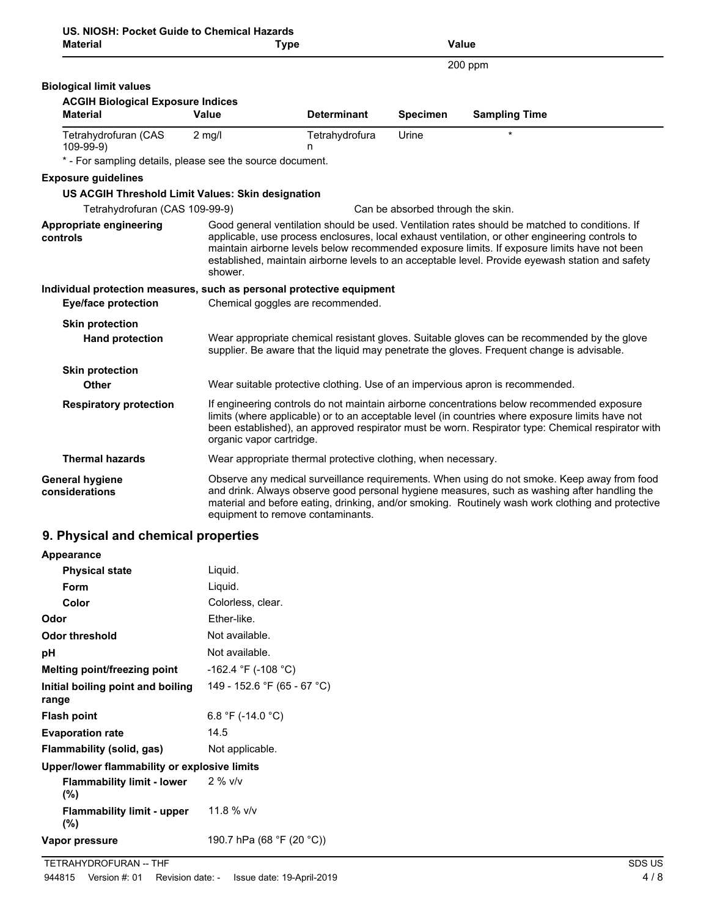**US. NIOSH: Pocket Guide to Chemical Hazards**

| Material | Type | Value |
|---|---|---|
| | | 200 ppm |

**Biological limit values**

**ACGIH Biological Exposure Indices**

| Material | Value | Determinant | Specimen | Sampling Time |
|---|---|---|---|---|
| Tetrahydrofuran (CAS 109-99-9) | 2 mg/l | Tetrahydrofuran | Urine | * |

* - For sampling details, please see the source document.

**Exposure guidelines**

**US ACGIH Threshold Limit Values: Skin designation**

Tetrahydrofuran (CAS 109-99-9) — Can be absorbed through the skin.

**Appropriate engineering controls**
Good general ventilation should be used. Ventilation rates should be matched to conditions. If applicable, use process enclosures, local exhaust ventilation, or other engineering controls to maintain airborne levels below recommended exposure limits. If exposure limits have not been established, maintain airborne levels to an acceptable level. Provide eyewash station and safety shower.

**Individual protection measures, such as personal protective equipment**

**Eye/face protection**
Chemical goggles are recommended.

**Skin protection**

**Hand protection**
Wear appropriate chemical resistant gloves. Suitable gloves can be recommended by the glove supplier. Be aware that the liquid may penetrate the gloves. Frequent change is advisable.

**Skin protection**

**Other**
Wear suitable protective clothing. Use of an impervious apron is recommended.

**Respiratory protection**
If engineering controls do not maintain airborne concentrations below recommended exposure limits (where applicable) or to an acceptable level (in countries where exposure limits have not been established), an approved respirator must be worn. Respirator type: Chemical respirator with organic vapor cartridge.

**Thermal hazards**
Wear appropriate thermal protective clothing, when necessary.

**General hygiene considerations**
Observe any medical surveillance requirements. When using do not smoke. Keep away from food and drink. Always observe good personal hygiene measures, such as washing after handling the material and before eating, drinking, and/or smoking. Routinely wash work clothing and protective equipment to remove contaminants.

## 9. Physical and chemical properties

**Appearance**

| | |
|---|---|
| **Physical state** | Liquid. |
| **Form** | Liquid. |
| **Color** | Colorless, clear. |
| **Odor** | Ether-like. |
| **Odor threshold** | Not available. |
| **pH** | Not available. |
| **Melting point/freezing point** | -162.4 °F (-108 °C) |
| **Initial boiling point and boiling range** | 149 - 152.6 °F (65 - 67 °C) |
| **Flash point** | 6.8 °F (-14.0 °C) |
| **Evaporation rate** | 14.5 |
| **Flammability (solid, gas)** | Not applicable. |

**Upper/lower flammability or explosive limits**

| | |
|---|---|
| **Flammability limit - lower (%)** | 2 % v/v |
| **Flammability limit - upper (%)** | 11.8 % v/v |
| **Vapor pressure** | 190.7 hPa (68 °F (20 °C)) |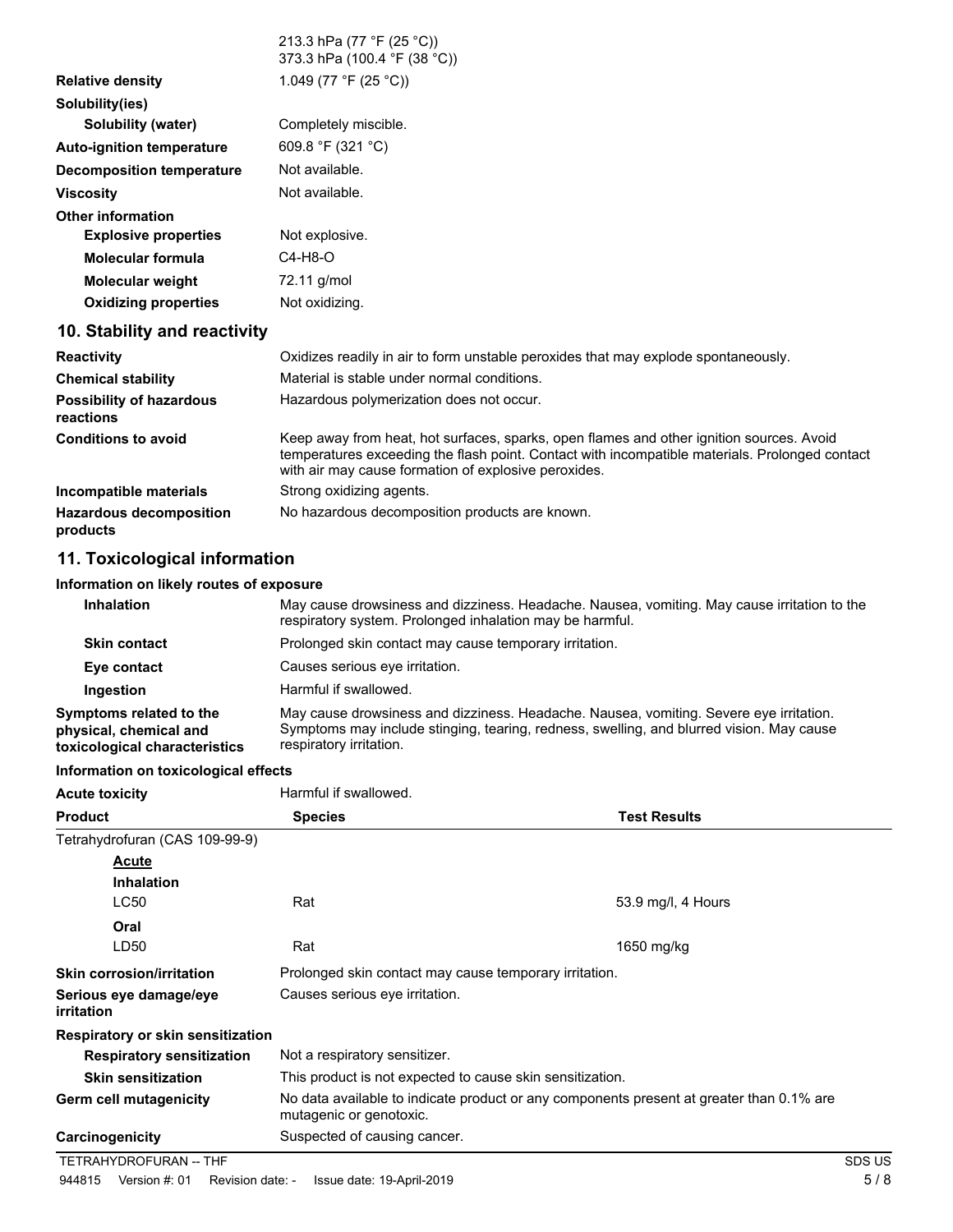| | |
|---|---|
| | 213.3 hPa (77 °F (25 °C)) 373.3 hPa (100.4 °F (38 °C)) |
| **Relative density** | 1.049 (77 °F (25 °C)) |
| **Solubility(ies)** | |
| **Solubility (water)** | Completely miscible. |
| **Auto-ignition temperature** | 609.8 °F (321 °C) |
| **Decomposition temperature** | Not available. |
| **Viscosity** | Not available. |
| **Other information** | |
| **Explosive properties** | Not explosive. |
| **Molecular formula** | C4-H8-O |
| **Molecular weight** | 72.11 g/mol |
| **Oxidizing properties** | Not oxidizing. |

## 10. Stability and reactivity

| | |
|---|---|
| **Reactivity** | Oxidizes readily in air to form unstable peroxides that may explode spontaneously. |
| **Chemical stability** | Material is stable under normal conditions. |
| **Possibility of hazardous reactions** | Hazardous polymerization does not occur. |
| **Conditions to avoid** | Keep away from heat, hot surfaces, sparks, open flames and other ignition sources. Avoid temperatures exceeding the flash point. Contact with incompatible materials. Prolonged contact with air may cause formation of explosive peroxides. |
| **Incompatible materials** | Strong oxidizing agents. |
| **Hazardous decomposition products** | No hazardous decomposition products are known. |

## 11. Toxicological information

**Information on likely routes of exposure**

| | |
|---|---|
| **Inhalation** | May cause drowsiness and dizziness. Headache. Nausea, vomiting. May cause irritation to the respiratory system. Prolonged inhalation may be harmful. |
| **Skin contact** | Prolonged skin contact may cause temporary irritation. |
| **Eye contact** | Causes serious eye irritation. |
| **Ingestion** | Harmful if swallowed. |
| **Symptoms related to the physical, chemical and toxicological characteristics** | May cause drowsiness and dizziness. Headache. Nausea, vomiting. Severe eye irritation. Symptoms may include stinging, tearing, redness, swelling, and blurred vision. May cause respiratory irritation. |

**Information on toxicological effects**

**Acute toxicity** Harmful if swallowed.

| Product | Species | Test Results |
|---|---|---|
| Tetrahydrofuran (CAS 109-99-9) | | |
| <u>**Acute**</u> | | |
| **Inhalation** | | |
| LC50 | Rat | 53.9 mg/l, 4 Hours |
| **Oral** | | |
| LD50 | Rat | 1650 mg/kg |

| | |
|---|---|
| **Skin corrosion/irritation** | Prolonged skin contact may cause temporary irritation. |
| **Serious eye damage/eye irritation** | Causes serious eye irritation. |
| **Respiratory or skin sensitization** | |
| **Respiratory sensitization** | Not a respiratory sensitizer. |
| **Skin sensitization** | This product is not expected to cause skin sensitization. |
| **Germ cell mutagenicity** | No data available to indicate product or any components present at greater than 0.1% are mutagenic or genotoxic. |
| **Carcinogenicity** | Suspected of causing cancer. |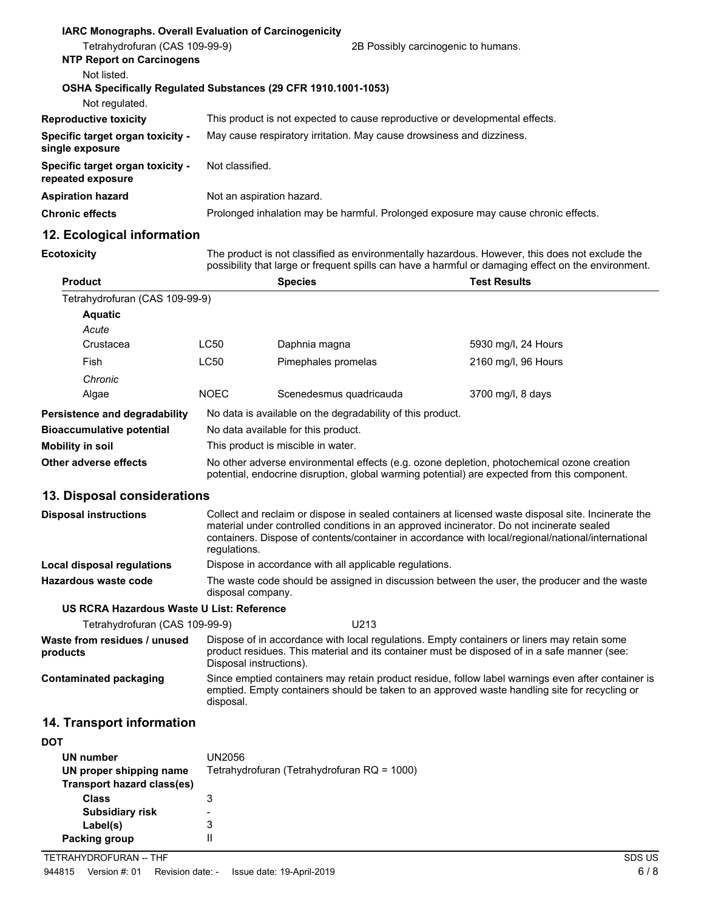**IARC Monographs. Overall Evaluation of Carcinogenicity**

Tetrahydrofuran (CAS 109-99-9) 2B Possibly carcinogenic to humans.

**NTP Report on Carcinogens**

Not listed.

**OSHA Specifically Regulated Substances (29 CFR 1910.1001-1053)**

Not regulated.

**Reproductive toxicity** This product is not expected to cause reproductive or developmental effects.

**Specific target organ toxicity - single exposure** May cause respiratory irritation. May cause drowsiness and dizziness.

**Specific target organ toxicity - repeated exposure** Not classified.

**Aspiration hazard** Not an aspiration hazard.

**Chronic effects** Prolonged inhalation may be harmful. Prolonged exposure may cause chronic effects.

## 12. Ecological information

**Ecotoxicity** The product is not classified as environmentally hazardous. However, this does not exclude the possibility that large or frequent spills can have a harmful or damaging effect on the environment.

| Product | | Species | Test Results |
|---|---|---|---|
| Tetrahydrofuran (CAS 109-99-9) | | | |
| **Aquatic** | | | |
| *Acute* | | | |
| Crustacea | LC50 | Daphnia magna | 5930 mg/l, 24 Hours |
| Fish | LC50 | Pimephales promelas | 2160 mg/l, 96 Hours |
| *Chronic* | | | |
| Algae | NOEC | Scenedesmus quadricauda | 3700 mg/l, 8 days |

**Persistence and degradability** No data is available on the degradability of this product.

**Bioaccumulative potential** No data available for this product.

**Mobility in soil** This product is miscible in water.

**Other adverse effects** No other adverse environmental effects (e.g. ozone depletion, photochemical ozone creation potential, endocrine disruption, global warming potential) are expected from this component.

## 13. Disposal considerations

**Disposal instructions** Collect and reclaim or dispose in sealed containers at licensed waste disposal site. Incinerate the material under controlled conditions in an approved incinerator. Do not incinerate sealed containers. Dispose of contents/container in accordance with local/regional/national/international regulations.

**Local disposal regulations** Dispose in accordance with all applicable regulations.

**Hazardous waste code** The waste code should be assigned in discussion between the user, the producer and the waste disposal company.

**US RCRA Hazardous Waste U List: Reference**

Tetrahydrofuran (CAS 109-99-9) U213

**Waste from residues / unused products** Dispose of in accordance with local regulations. Empty containers or liners may retain some product residues. This material and its container must be disposed of in a safe manner (see: Disposal instructions).

**Contaminated packaging** Since emptied containers may retain product residue, follow label warnings even after container is emptied. Empty containers should be taken to an approved waste handling site for recycling or disposal.

## 14. Transport information

**DOT**

**UN number** UN2056

**UN proper shipping name** Tetrahydrofuran (Tetrahydrofuran RQ = 1000)

**Transport hazard class(es)**

**Class** 3

**Subsidiary risk** -

**Label(s)** 3

**Packing group** II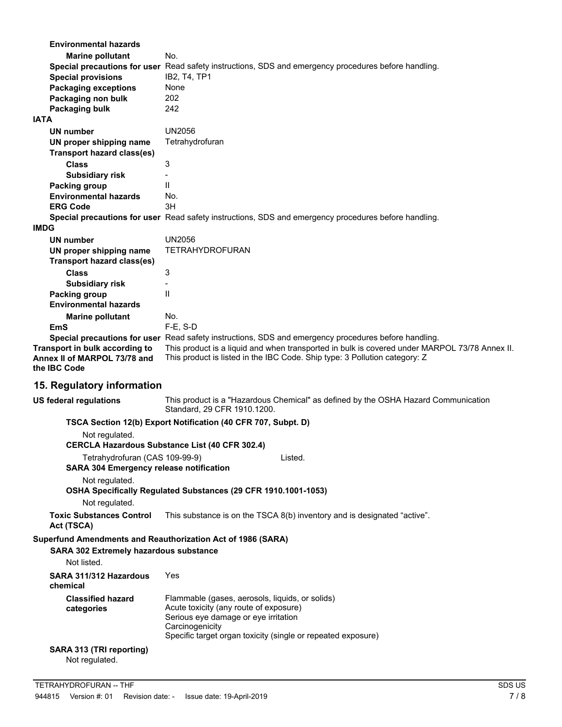**Environmental hazards**

| | |
|---|---|
| **Marine pollutant** | No. |
| **Special precautions for user** | Read safety instructions, SDS and emergency procedures before handling. |
| **Special provisions** | IB2, T4, TP1 |
| **Packaging exceptions** | None |
| **Packaging non bulk** | 202 |
| **Packaging bulk** | 242 |

**IATA**

| | |
|---|---|
| **UN number** | UN2056 |
| **UN proper shipping name** | Tetrahydrofuran |
| **Transport hazard class(es)** | |
| **Class** | 3 |
| **Subsidiary risk** | - |
| **Packing group** | II |
| **Environmental hazards** | No. |
| **ERG Code** | 3H |
| **Special precautions for user** | Read safety instructions, SDS and emergency procedures before handling. |

**IMDG**

| | |
|---|---|
| **UN number** | UN2056 |
| **UN proper shipping name** | TETRAHYDROFURAN |
| **Transport hazard class(es)** | |
| **Class** | 3 |
| **Subsidiary risk** | - |
| **Packing group** | II |
| **Environmental hazards** | |
| **Marine pollutant** | No. |
| **EmS** | F-E, S-D |
| **Special precautions for user** | Read safety instructions, SDS and emergency procedures before handling. |

**Transport in bulk according to Annex II of MARPOL 73/78 and the IBC Code**

This product is a liquid and when transported in bulk is covered under MARPOL 73/78 Annex II. This product is listed in the IBC Code. Ship type: 3 Pollution category: Z

## 15. Regulatory information

**US federal regulations**

This product is a "Hazardous Chemical" as defined by the OSHA Hazard Communication Standard, 29 CFR 1910.1200.

**TSCA Section 12(b) Export Notification (40 CFR 707, Subpt. D)**

Not regulated.

**CERCLA Hazardous Substance List (40 CFR 302.4)**

Tetrahydrofuran (CAS 109-99-9) Listed.

**SARA 304 Emergency release notification**

Not regulated.

**OSHA Specifically Regulated Substances (29 CFR 1910.1001-1053)**

Not regulated.

**Toxic Substances Control Act (TSCA)**

This substance is on the TSCA 8(b) inventory and is designated "active".

**Superfund Amendments and Reauthorization Act of 1986 (SARA)**

**SARA 302 Extremely hazardous substance**

Not listed.

**SARA 311/312 Hazardous chemical**

Yes

**Classified hazard categories**

Flammable (gases, aerosols, liquids, or solids)
Acute toxicity (any route of exposure)
Serious eye damage or eye irritation
Carcinogenicity
Specific target organ toxicity (single or repeated exposure)

**SARA 313 (TRI reporting)**

Not regulated.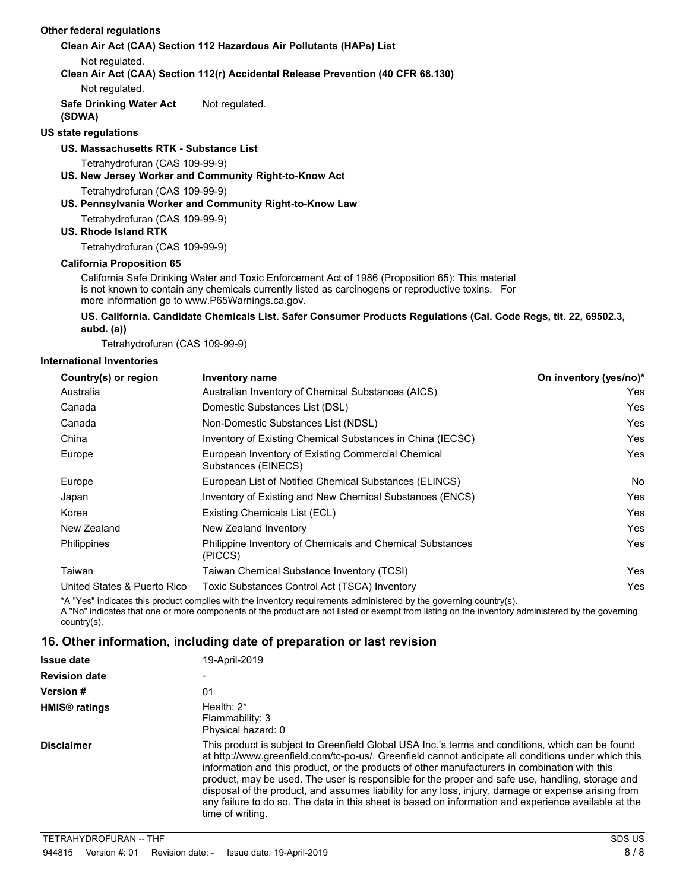**Other federal regulations**

**Clean Air Act (CAA) Section 112 Hazardous Air Pollutants (HAPs) List**

Not regulated.

**Clean Air Act (CAA) Section 112(r) Accidental Release Prevention (40 CFR 68.130)**

Not regulated.

**Safe Drinking Water Act (SDWA)** Not regulated.

**US state regulations**

**US. Massachusetts RTK - Substance List**

Tetrahydrofuran (CAS 109-99-9)

**US. New Jersey Worker and Community Right-to-Know Act**

Tetrahydrofuran (CAS 109-99-9)

**US. Pennsylvania Worker and Community Right-to-Know Law**

Tetrahydrofuran (CAS 109-99-9)

**US. Rhode Island RTK**

Tetrahydrofuran (CAS 109-99-9)

**California Proposition 65**

California Safe Drinking Water and Toxic Enforcement Act of 1986 (Proposition 65): This material is not known to contain any chemicals currently listed as carcinogens or reproductive toxins. For more information go to www.P65Warnings.ca.gov.

**US. California. Candidate Chemicals List. Safer Consumer Products Regulations (Cal. Code Regs, tit. 22, 69502.3, subd. (a))**

Tetrahydrofuran (CAS 109-99-9)

**International Inventories**

| Country(s) or region | Inventory name | On inventory (yes/no)* |
|---|---|---|
| Australia | Australian Inventory of Chemical Substances (AICS) | Yes |
| Canada | Domestic Substances List (DSL) | Yes |
| Canada | Non-Domestic Substances List (NDSL) | Yes |
| China | Inventory of Existing Chemical Substances in China (IECSC) | Yes |
| Europe | European Inventory of Existing Commercial Chemical Substances (EINECS) | Yes |
| Europe | European List of Notified Chemical Substances (ELINCS) | No |
| Japan | Inventory of Existing and New Chemical Substances (ENCS) | Yes |
| Korea | Existing Chemicals List (ECL) | Yes |
| New Zealand | New Zealand Inventory | Yes |
| Philippines | Philippine Inventory of Chemicals and Chemical Substances (PICCS) | Yes |
| Taiwan | Taiwan Chemical Substance Inventory (TCSI) | Yes |
| United States & Puerto Rico | Toxic Substances Control Act (TSCA) Inventory | Yes |

*A "Yes" indicates this product complies with the inventory requirements administered by the governing country(s).
A "No" indicates that one or more components of the product are not listed or exempt from listing on the inventory administered by the governing country(s).

## 16. Other information, including date of preparation or last revision

| | |
|---|---|
| **Issue date** | 19-April-2019 |
| **Revision date** | - |
| **Version #** | 01 |
| **HMIS® ratings** | Health: 2*<br>Flammability: 3<br>Physical hazard: 0 |
| **Disclaimer** | This product is subject to Greenfield Global USA Inc.'s terms and conditions, which can be found at http://www.greenfield.com/tc-po-us/. Greenfield cannot anticipate all conditions under which this information and this product, or the products of other manufacturers in combination with this product, may be used. The user is responsible for the proper and safe use, handling, storage and disposal of the product, and assumes liability for any loss, injury, damage or expense arising from any failure to do so. The data in this sheet is based on information and experience available at the time of writing. |